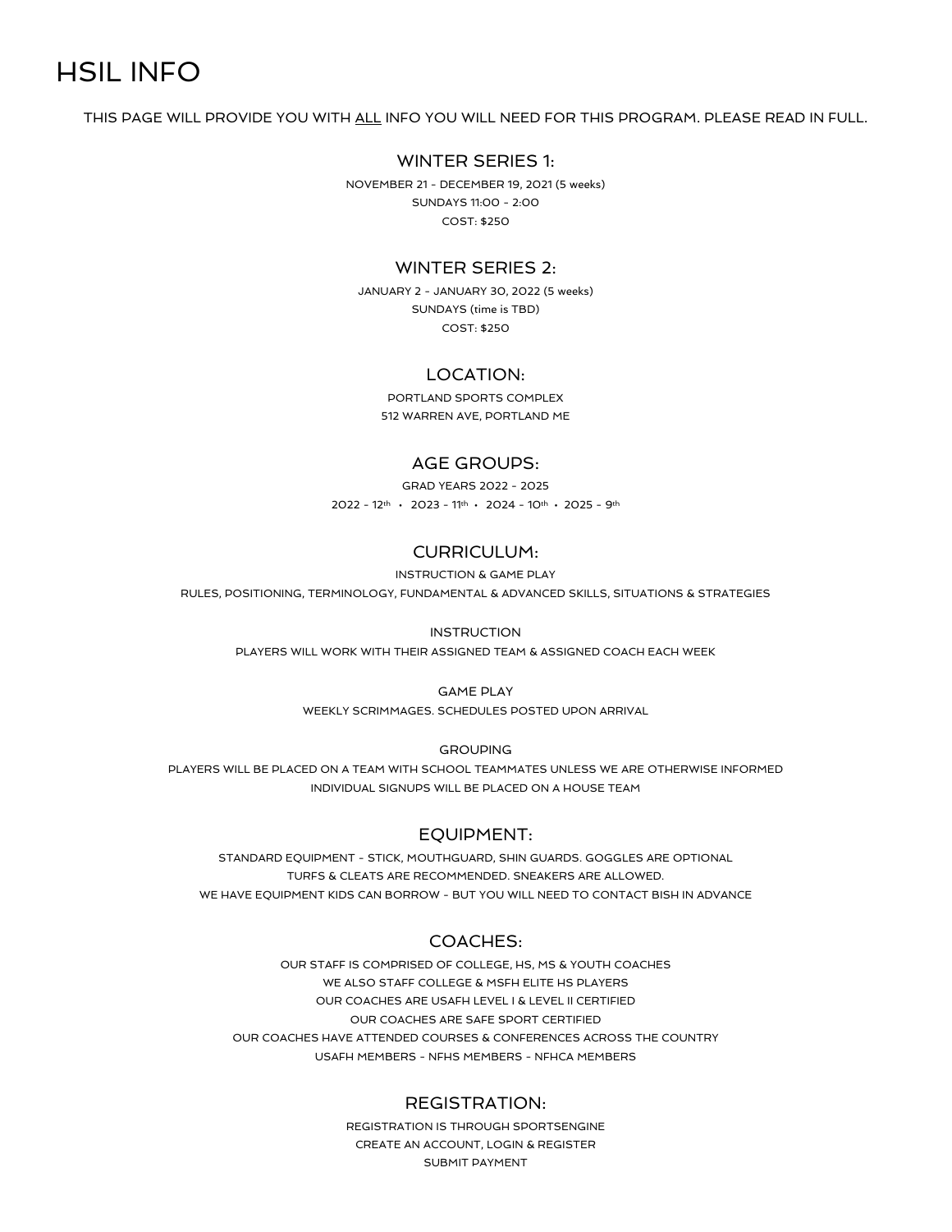# HSIL INFO

THIS PAGE WILL PROVIDE YOU WITH ALL INFO YOU WILL NEED FOR THIS PROGRAM. PLEASE READ IN FULL.

## WINTER SERIES 1:

NOVEMBER 21 - DECEMBER 19, 2021 (5 weeks)

SUNDAYS 11:00 - 2:00

COST: $250

## WINTER SERIES 2:

JANUARY 2 - JANUARY 30, 2022 (5 weeks)

SUNDAYS (time is TBD)

COST: $250

## LOCATION:

PORTLAND SPORTS COMPLEX

512 WARREN AVE, PORTLAND ME

## AGE GROUPS:

GRAD YEARS 2022 - 2025

2022 - 12th • 2023 - 11th • 2024 - 10th • 2025 - 9th

## CURRICULUM:

INSTRUCTION & GAME PLAY

RULES, POSITIONING, TERMINOLOGY, FUNDAMENTAL & ADVANCED SKILLS, SITUATIONS & STRATEGIES

INSTRUCTION

PLAYERS WILL WORK WITH THEIR ASSIGNED TEAM & ASSIGNED COACH EACH WEEK

GAME PLAY

WEEKLY SCRIMMAGES. SCHEDULES POSTED UPON ARRIVAL

GROUPING

PLAYERS WILL BE PLACED ON A TEAM WITH SCHOOL TEAMMATES UNLESS WE ARE OTHERWISE INFORMED

INDIVIDUAL SIGNUPS WILL BE PLACED ON A HOUSE TEAM

## EQUIPMENT:

STANDARD EQUIPMENT - STICK, MOUTHGUARD, SHIN GUARDS. GOGGLES ARE OPTIONAL

TURFS & CLEATS ARE RECOMMENDED. SNEAKERS ARE ALLOWED.

WE HAVE EQUIPMENT KIDS CAN BORROW - BUT YOU WILL NEED TO CONTACT BISH IN ADVANCE

## COACHES:

OUR STAFF IS COMPRISED OF COLLEGE, HS, MS & YOUTH COACHES

WE ALSO STAFF COLLEGE & MSFH ELITE HS PLAYERS

OUR COACHES ARE USAFH LEVEL I & LEVEL II CERTIFIED

OUR COACHES ARE SAFE SPORT CERTIFIED

OUR COACHES HAVE ATTENDED COURSES & CONFERENCES ACROSS THE COUNTRY

USAFH MEMBERS - NFHS MEMBERS - NFHCA MEMBERS

## REGISTRATION:

REGISTRATION IS THROUGH SPORTSENGINE

CREATE AN ACCOUNT, LOGIN & REGISTER

SUBMIT PAYMENT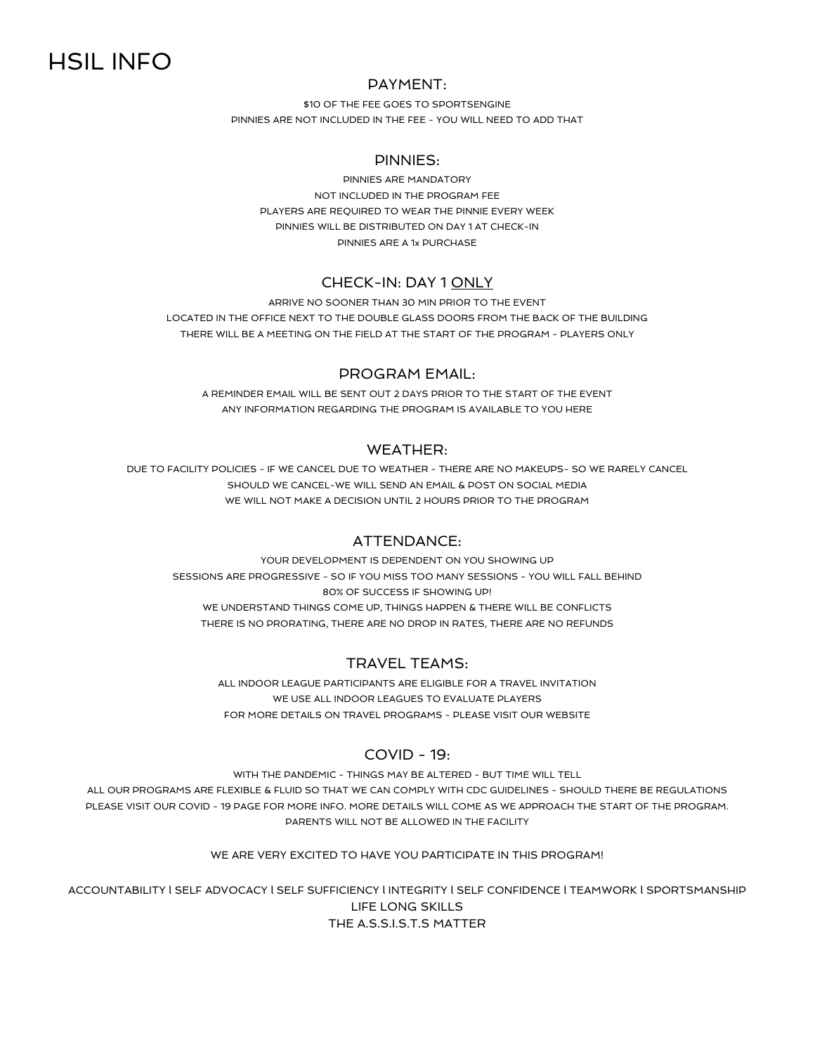# HSIL INFO

## PAYMENT:

$10 OF THE FEE GOES TO SPORTSENGINE
PINNIES ARE NOT INCLUDED IN THE FEE - YOU WILL NEED TO ADD THAT

## PINNIES:

PINNIES ARE MANDATORY
NOT INCLUDED IN THE PROGRAM FEE
PLAYERS ARE REQUIRED TO WEAR THE PINNIE EVERY WEEK
PINNIES WILL BE DISTRIBUTED ON DAY 1 AT CHECK-IN
PINNIES ARE A 1x PURCHASE

## CHECK-IN: DAY 1 ONLY

ARRIVE NO SOONER THAN 30 MIN PRIOR TO THE EVENT
LOCATED IN THE OFFICE NEXT TO THE DOUBLE GLASS DOORS FROM THE BACK OF THE BUILDING
THERE WILL BE A MEETING ON THE FIELD AT THE START OF THE PROGRAM - PLAYERS ONLY

## PROGRAM EMAIL:

A REMINDER EMAIL WILL BE SENT OUT 2 DAYS PRIOR TO THE START OF THE EVENT
ANY INFORMATION REGARDING THE PROGRAM IS AVAILABLE TO YOU HERE

## WEATHER:

DUE TO FACILITY POLICIES - IF WE CANCEL DUE TO WEATHER - THERE ARE NO MAKEUPS- SO WE RARELY CANCEL
SHOULD WE CANCEL-WE WILL SEND AN EMAIL & POST ON SOCIAL MEDIA
WE WILL NOT MAKE A DECISION UNTIL 2 HOURS PRIOR TO THE PROGRAM

## ATTENDANCE:

YOUR DEVELOPMENT IS DEPENDENT ON YOU SHOWING UP
SESSIONS ARE PROGRESSIVE - SO IF YOU MISS TOO MANY SESSIONS - YOU WILL FALL BEHIND
80% OF SUCCESS IF SHOWING UP!
WE UNDERSTAND THINGS COME UP, THINGS HAPPEN & THERE WILL BE CONFLICTS
THERE IS NO PRORATING, THERE ARE NO DROP IN RATES, THERE ARE NO REFUNDS

## TRAVEL TEAMS:

ALL INDOOR LEAGUE PARTICIPANTS ARE ELIGIBLE FOR A TRAVEL INVITATION
WE USE ALL INDOOR LEAGUES TO EVALUATE PLAYERS
FOR MORE DETAILS ON TRAVEL PROGRAMS - PLEASE VISIT OUR WEBSITE

## COVID - 19:

WITH THE PANDEMIC - THINGS MAY BE ALTERED - BUT TIME WILL TELL
ALL OUR PROGRAMS ARE FLEXIBLE & FLUID SO THAT WE CAN COMPLY WITH CDC GUIDELINES - SHOULD THERE BE REGULATIONS
PLEASE VISIT OUR COVID - 19 PAGE FOR MORE INFO. MORE DETAILS WILL COME AS WE APPROACH THE START OF THE PROGRAM.
PARENTS WILL NOT BE ALLOWED IN THE FACILITY

WE ARE VERY EXCITED TO HAVE YOU PARTICIPATE IN THIS PROGRAM!

ACCOUNTABILITY l SELF ADVOCACY l SELF SUFFICIENCY l INTEGRITY l SELF CONFIDENCE l TEAMWORK l SPORTSMANSHIP
LIFE LONG SKILLS
THE A.S.S.I.S.T.S MATTER